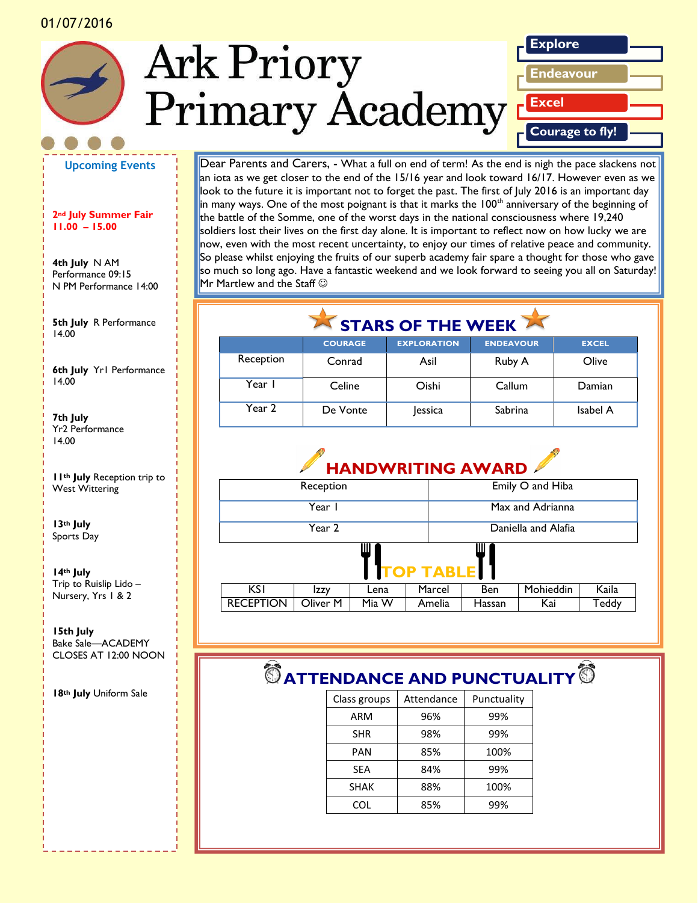01/07/2016

# Ark Priory Primary Academy

**Explore**
**Endeavour**
**Excel**
**Courage to fly!**

## Upcoming Events

**2nd July Summer Fair 11.00 – 15.00**

**4th July** N AM Performance 09:15
N PM Performance 14:00

**5th July** R Performance 14.00

**6th July** Yr1 Performance 14.00

**7th July**
Yr2 Performance 14.00

**11th July** Reception trip to West Wittering

**13th July**
Sports Day

**14th July**
Trip to Ruislip Lido – Nursery, Yrs 1 & 2

**15th July**
Bake Sale—ACADEMY CLOSES AT 12:00 NOON

**18th July** Uniform Sale

Dear Parents and Carers, - What a full on end of term! As the end is nigh the pace slackens not an iota as we get closer to the end of the 15/16 year and look toward 16/17. However even as we look to the future it is important not to forget the past. The first of July 2016 is an important day in many ways. One of the most poignant is that it marks the 100th anniversary of the beginning of the battle of the Somme, one of the worst days in the national consciousness where 19,240 soldiers lost their lives on the first day alone. It is important to reflect now on how lucky we are now, even with the most recent uncertainty, to enjoy our times of relative peace and community. So please whilst enjoying the fruits of our superb academy fair spare a thought for those who gave so much so long ago. Have a fantastic weekend and we look forward to seeing you all on Saturday!
Mr Martlew and the Staff ☺

## STARS OF THE WEEK

| | COURAGE | EXPLORATION | ENDEAVOUR | EXCEL |
|---|---|---|---|---|
| Reception | Conrad | Asil | Ruby A | Olive |
| Year 1 | Celine | Oishi | Callum | Damian |
| Year 2 | De Vonte | Jessica | Sabrina | Isabel A |

## HANDWRITING AWARD

| | |
|---|---|
| Reception | Emily O and Hiba |
| Year 1 | Max and Adrianna |
| Year 2 | Daniella and Alafia |

## TOP TABLE

| | | | | | | |
|---|---|---|---|---|---|---|
| KS1 | Izzy | Lena | Marcel | Ben | Mohieddin | Kaila |
| RECEPTION | Oliver M | Mia W | Amelia | Hassan | Kai | Teddy |

## ATTENDANCE AND PUNCTUALITY

| Class groups | Attendance | Punctuality |
|---|---|---|
| ARM | 96% | 99% |
| SHR | 98% | 99% |
| PAN | 85% | 100% |
| SEA | 84% | 99% |
| SHAK | 88% | 100% |
| COL | 85% | 99% |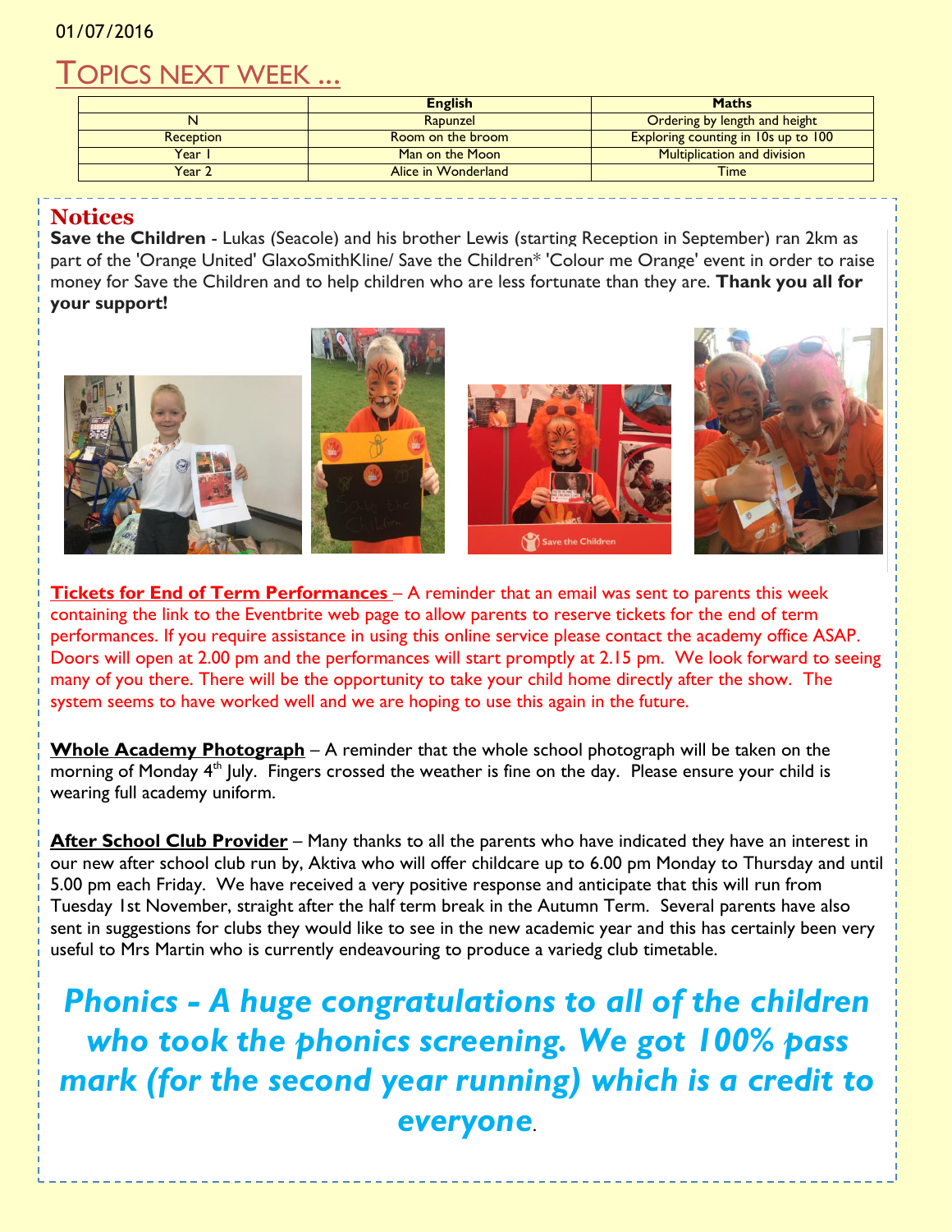01/07/2016

# TOPICS NEXT WEEK ...

| | English | Maths |
|---|---|---|
| N | Rapunzel | Ordering by length and height |
| Reception | Room on the broom | Exploring counting in 10s up to 100 |
| Year 1 | Man on the Moon | Multiplication and division |
| Year 2 | Alice in Wonderland | Time |

## Notices

**Save the Children** - Lukas (Seacole) and his brother Lewis (starting Reception in September) ran 2km as part of the 'Orange United' GlaxoSmithKline/ Save the Children* 'Colour me Orange' event in order to raise money for Save the Children and to help children who are less fortunate than they are. **Thank you all for your support!**

**Tickets for End of Term Performances** – A reminder that an email was sent to parents this week containing the link to the Eventbrite web page to allow parents to reserve tickets for the end of term performances. If you require assistance in using this online service please contact the academy office ASAP. Doors will open at 2.00 pm and the performances will start promptly at 2.15 pm. We look forward to seeing many of you there. There will be the opportunity to take your child home directly after the show. The system seems to have worked well and we are hoping to use this again in the future.

**Whole Academy Photograph** – A reminder that the whole school photograph will be taken on the morning of Monday 4th July. Fingers crossed the weather is fine on the day. Please ensure your child is wearing full academy uniform.

**After School Club Provider** – Many thanks to all the parents who have indicated they have an interest in our new after school club run by, Aktiva who will offer childcare up to 6.00 pm Monday to Thursday and until 5.00 pm each Friday. We have received a very positive response and anticipate that this will run from Tuesday 1st November, straight after the half term break in the Autumn Term. Several parents have also sent in suggestions for clubs they would like to see in the new academic year and this has certainly been very useful to Mrs Martin who is currently endeavouring to produce a variedg club timetable.

***Phonics - A huge congratulations to all of the children who took the phonics screening. We got 100% pass mark (for the second year running) which is a credit to everyone.***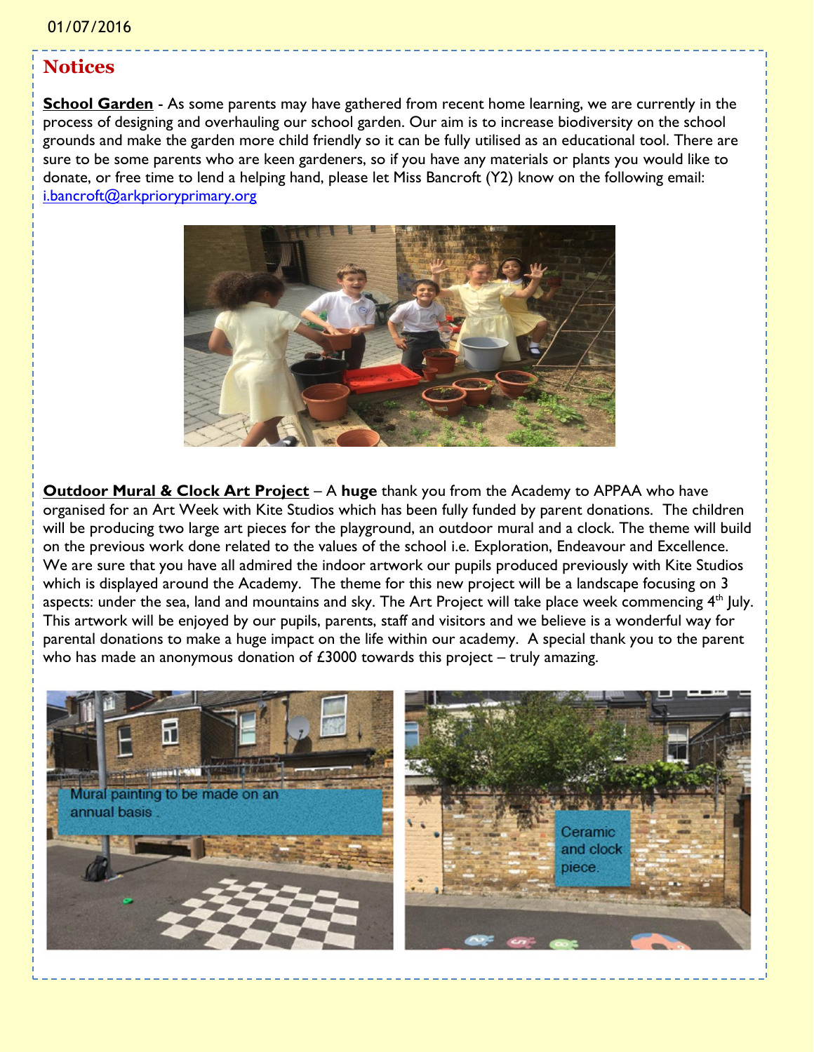01/07/2016

## Notices

**School Garden** - As some parents may have gathered from recent home learning, we are currently in the process of designing and overhauling our school garden. Our aim is to increase biodiversity on the school grounds and make the garden more child friendly so it can be fully utilised as an educational tool. There are sure to be some parents who are keen gardeners, so if you have any materials or plants you would like to donate, or free time to lend a helping hand, please let Miss Bancroft (Y2) know on the following email: i.bancroft@arkprioryprimary.org

**Outdoor Mural & Clock Art Project** – A **huge** thank you from the Academy to APPAA who have organised for an Art Week with Kite Studios which has been fully funded by parent donations. The children will be producing two large art pieces for the playground, an outdoor mural and a clock. The theme will build on the previous work done related to the values of the school i.e. Exploration, Endeavour and Excellence. We are sure that you have all admired the indoor artwork our pupils produced previously with Kite Studios which is displayed around the Academy. The theme for this new project will be a landscape focusing on 3 aspects: under the sea, land and mountains and sky. The Art Project will take place week commencing 4th July. This artwork will be enjoyed by our pupils, parents, staff and visitors and we believe is a wonderful way for parental donations to make a huge impact on the life within our academy. A special thank you to the parent who has made an anonymous donation of £3000 towards this project – truly amazing.

Mural painting to be made on an annual basis.

Ceramic and clock piece.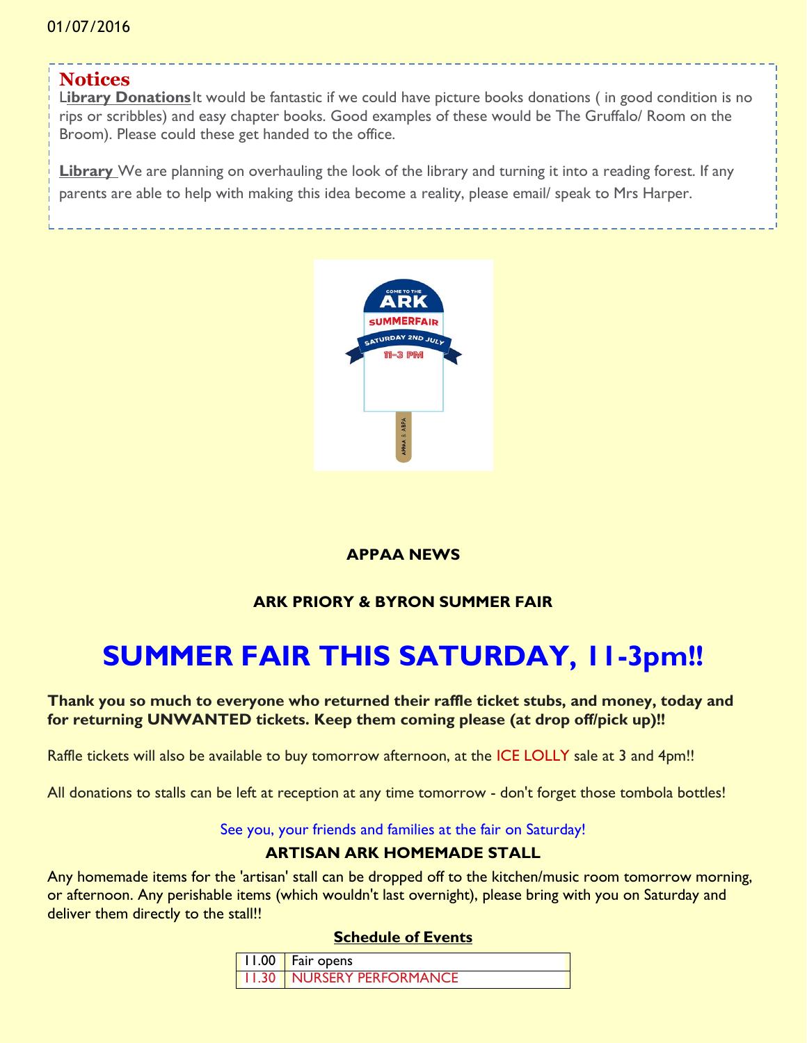01/07/2016

## Notices

**Library Donations** It would be fantastic if we could have picture books donations ( in good condition is no rips or scribbles) and easy chapter books. Good examples of these would be The Gruffalo/ Room on the Broom). Please could these get handed to the office.

**Library** We are planning on overhauling the look of the library and turning it into a reading forest. If any parents are able to help with making this idea become a reality, please email/ speak to Mrs Harper.

### APPAA NEWS

### ARK PRIORY & BYRON SUMMER FAIR

# SUMMER FAIR THIS SATURDAY, 11-3pm!!

**Thank you so much to everyone who returned their raffle ticket stubs, and money, today and for returning UNWANTED tickets. Keep them coming please (at drop off/pick up)!!**

Raffle tickets will also be available to buy tomorrow afternoon, at the ICE LOLLY sale at 3 and 4pm!!

All donations to stalls can be left at reception at any time tomorrow - don't forget those tombola bottles!

See you, your friends and families at the fair on Saturday!

### ARTISAN ARK HOMEMADE STALL

Any homemade items for the 'artisan' stall can be dropped off to the kitchen/music room tomorrow morning, or afternoon. Any perishable items (which wouldn't last overnight), please bring with you on Saturday and deliver them directly to the stall!!

**Schedule of Events**

| | |
|---|---|
| 11.00 | Fair opens |
| 11.30 | NURSERY PERFORMANCE |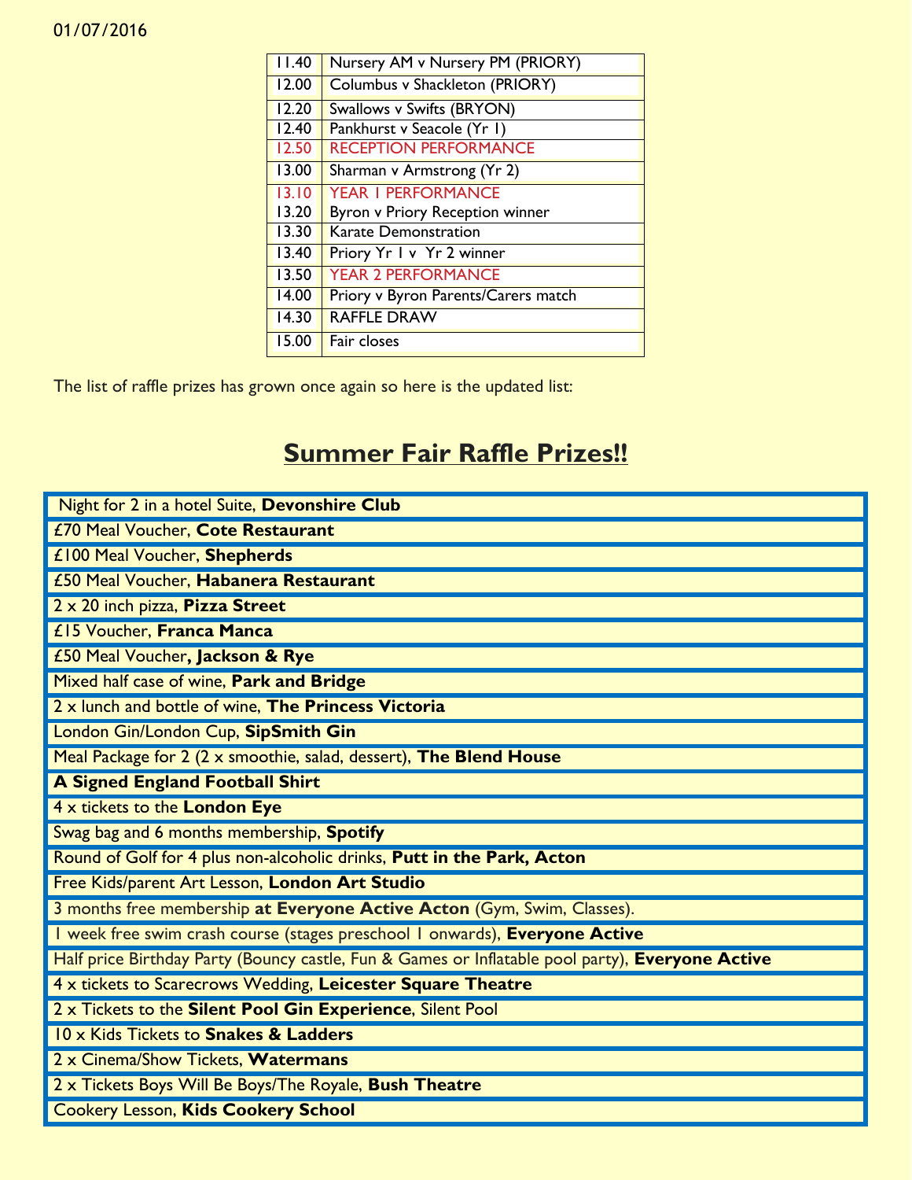01/07/2016

| | |
|---|---|
| 11.40 | Nursery AM v Nursery PM (PRIORY) |
| 12.00 | Columbus v Shackleton (PRIORY) |
| 12.20 | Swallows v Swifts (BRYON) |
| 12.40 | Pankhurst v Seacole (Yr 1) |
| 12.50 | RECEPTION PERFORMANCE |
| 13.00 | Sharman v Armstrong (Yr 2) |
| 13.10 | YEAR 1 PERFORMANCE |
| 13.20 | Byron v Priory Reception winner |
| 13.30 | Karate Demonstration |
| 13.40 | Priory Yr 1 v Yr 2 winner |
| 13.50 | YEAR 2 PERFORMANCE |
| 14.00 | Priory v Byron Parents/Carers match |
| 14.30 | RAFFLE DRAW |
| 15.00 | Fair closes |

The list of raffle prizes has grown once again so here is the updated list:

## Summer Fair Raffle Prizes!!

| |
|---|
| Night for 2 in a hotel Suite, **Devonshire Club** |
| £70 Meal Voucher, **Cote Restaurant** |
| £100 Meal Voucher, **Shepherds** |
| £50 Meal Voucher, **Habanera Restaurant** |
| 2 x 20 inch pizza, **Pizza Street** |
| £15 Voucher, **Franca Manca** |
| £50 Meal Voucher**, Jackson & Rye** |
| Mixed half case of wine, **Park and Bridge** |
| 2 x lunch and bottle of wine, **The Princess Victoria** |
| London Gin/London Cup, **SipSmith Gin** |
| Meal Package for 2 (2 x smoothie, salad, dessert), **The Blend House** |
| **A Signed England Football Shirt** |
| 4 x tickets to the **London Eye** |
| Swag bag and 6 months membership, **Spotify** |
| Round of Golf for 4 plus non-alcoholic drinks, **Putt in the Park, Acton** |
| Free Kids/parent Art Lesson, **London Art Studio** |
| 3 months free membership **at Everyone Active Acton** (Gym, Swim, Classes). |
| 1 week free swim crash course (stages preschool 1 onwards), **Everyone Active** |
| Half price Birthday Party (Bouncy castle, Fun & Games or Inflatable pool party), **Everyone Active** |
| 4 x tickets to Scarecrows Wedding, **Leicester Square Theatre** |
| 2 x Tickets to the **Silent Pool Gin Experience**, Silent Pool |
| 10 x Kids Tickets to **Snakes & Ladders** |
| 2 x Cinema/Show Tickets, **Watermans** |
| 2 x Tickets Boys Will Be Boys/The Royale, **Bush Theatre** |
| Cookery Lesson, **Kids Cookery School** |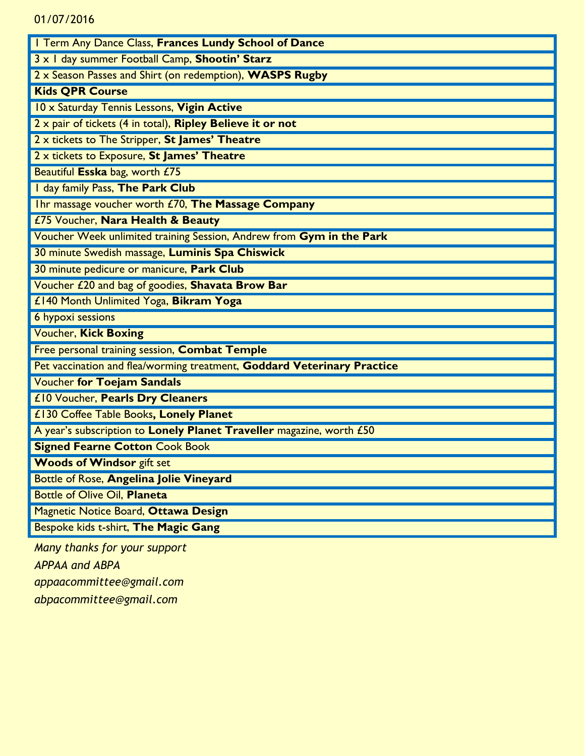01/07/2016

| |
|---|
| 1 Term Any Dance Class, **Frances Lundy School of Dance** |
| 3 x 1 day summer Football Camp, **Shootin' Starz** |
| 2 x Season Passes and Shirt (on redemption), **WASPS Rugby** |
| **Kids QPR Course** |
| 10 x Saturday Tennis Lessons, **Vigin Active** |
| 2 x pair of tickets (4 in total), **Ripley Believe it or not** |
| 2 x tickets to The Stripper, **St James' Theatre** |
| 2 x tickets to Exposure, **St James' Theatre** |
| Beautiful **Esska** bag, worth £75 |
| 1 day family Pass, **The Park Club** |
| 1hr massage voucher worth £70, **The Massage Company** |
| £75 Voucher, **Nara Health & Beauty** |
| Voucher Week unlimited training Session, Andrew from **Gym in the Park** |
| 30 minute Swedish massage, **Luminis Spa Chiswick** |
| 30 minute pedicure or manicure, **Park Club** |
| Voucher £20 and bag of goodies, **Shavata Brow Bar** |
| £140 Month Unlimited Yoga, **Bikram Yoga** |
| 6 hypoxi sessions |
| Voucher, **Kick Boxing** |
| Free personal training session, **Combat Temple** |
| Pet vaccination and flea/worming treatment, **Goddard Veterinary Practice** |
| Voucher **for Toejam Sandals** |
| £10 Voucher, **Pearls Dry Cleaners** |
| £130 Coffee Table Books**, Lonely Planet** |
| A year's subscription to **Lonely Planet Traveller** magazine, worth £50 |
| **Signed Fearne Cotton** Cook Book |
| **Woods of Windsor** gift set |
| Bottle of Rose, **Angelina Jolie Vineyard** |
| Bottle of Olive Oil, **Planeta** |
| Magnetic Notice Board, **Ottawa Design** |
| Bespoke kids t-shirt, **The Magic Gang** |

*Many thanks for your support*

*APPAA and ABPA*

*appaacommittee@gmail.com*

*abpacommittee@gmail.com*